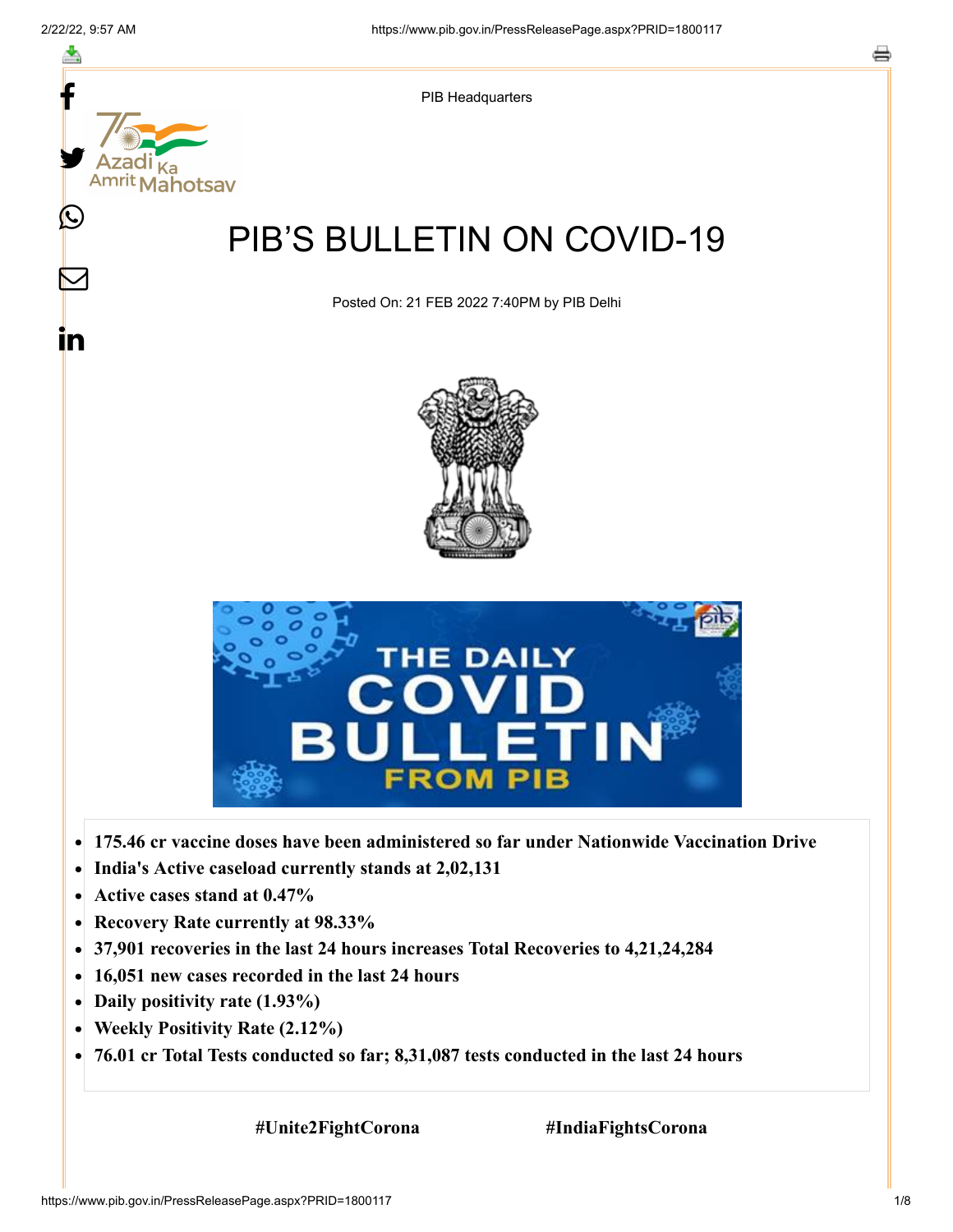PIB Headquarters

# PIB'S BULLETIN ON COVID-19

Posted On: 21 FEB 2022 7:40PM by PIB Delhi

- **175.46 cr vaccine doses have been administered so far under Nationwide Vaccination Drive**
- **India's Active caseload currently stands at 2,02,131**
- **Active cases stand at 0.47%**
- **Recovery Rate currently at 98.33%**
- **37,901 recoveries in the last 24 hours increases Total Recoveries to 4,21,24,284**
- **16,051 new cases recorded in the last 24 hours**
- **Daily positivity rate (1.93%)**
- **Weekly Positivity Rate (2.12%)**
- **76.01 cr Total Tests conducted so far; 8,31,087 tests conducted in the last 24 hours**

**#Unite2FightCorona** **#IndiaFightsCorona**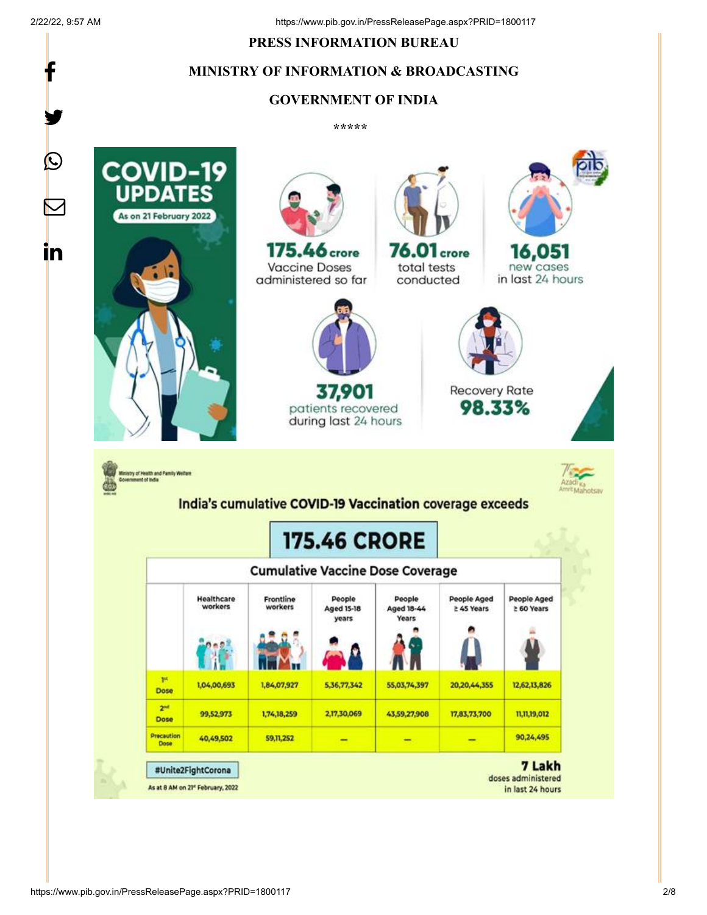**PRESS INFORMATION BUREAU**

**MINISTRY OF INFORMATION & BROADCASTING**

**GOVERNMENT OF INDIA**

*****

COVID-19 UPDATES

As on 21 February 2022

175.46 crore Vaccine Doses administered so far

76.01 crore total tests conducted

16,051 new cases in last 24 hours

37,901 patients recovered during last 24 hours

Recovery Rate 98.33%

Ministry of Health and Family Welfare, Government of India

Azadi Ka Amrit Mahotsav

India's cumulative COVID-19 Vaccination coverage exceeds

175.46 CRORE

Cumulative Vaccine Dose Coverage

| | Healthcare workers | Frontline workers | People Aged 15-18 years | People Aged 18-44 Years | People Aged ≥ 45 Years | People Aged ≥ 60 Years |
|---|---|---|---|---|---|---|
| 1st Dose | 1,04,00,693 | 1,84,07,927 | 5,36,77,342 | 55,03,74,397 | 20,20,44,355 | 12,62,13,826 |
| 2nd Dose | 99,52,973 | 1,74,18,259 | 2,17,30,069 | 43,59,27,908 | 17,83,73,700 | 11,11,19,012 |
| Precaution Dose | 40,49,502 | 59,11,252 | – | – | – | 90,24,495 |

#Unite2FightCorona

As at 8 AM on 21st February, 2022

7 Lakh doses administered in last 24 hours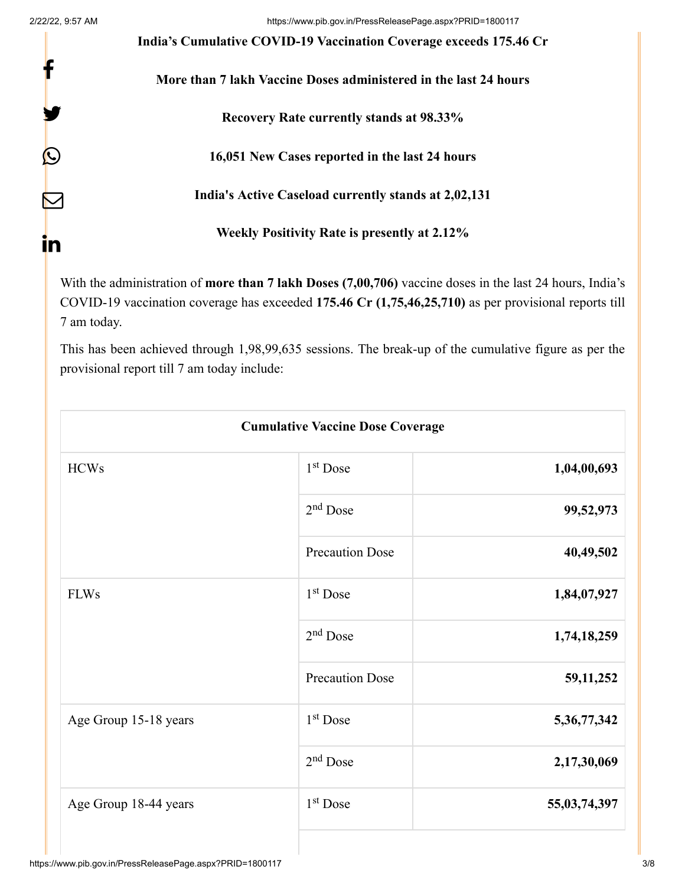**India’s Cumulative COVID-19 Vaccination Coverage exceeds 175.46 Cr**

**More than 7 lakh Vaccine Doses administered in the last 24 hours**

**Recovery Rate currently stands at 98.33%**

**16,051 New Cases reported in the last 24 hours**

**India's Active Caseload currently stands at 2,02,131**

**Weekly Positivity Rate is presently at 2.12%**

With the administration of **more than 7 lakh Doses (7,00,706)** vaccine doses in the last 24 hours, India’s COVID-19 vaccination coverage has exceeded **175.46 Cr (1,75,46,25,710)** as per provisional reports till 7 am today.

This has been achieved through 1,98,99,635 sessions. The break-up of the cumulative figure as per the provisional report till 7 am today include:

| Cumulative Vaccine Dose Coverage | | |
|---|---|---|
| HCWs | 1st Dose | **1,04,00,693** |
| | 2nd Dose | **99,52,973** |
| | Precaution Dose | **40,49,502** |
| FLWs | 1st Dose | **1,84,07,927** |
| | 2nd Dose | **1,74,18,259** |
| | Precaution Dose | **59,11,252** |
| Age Group 15-18 years | 1st Dose | **5,36,77,342** |
| | 2nd Dose | **2,17,30,069** |
| Age Group 18-44 years | 1st Dose | **55,03,74,397** |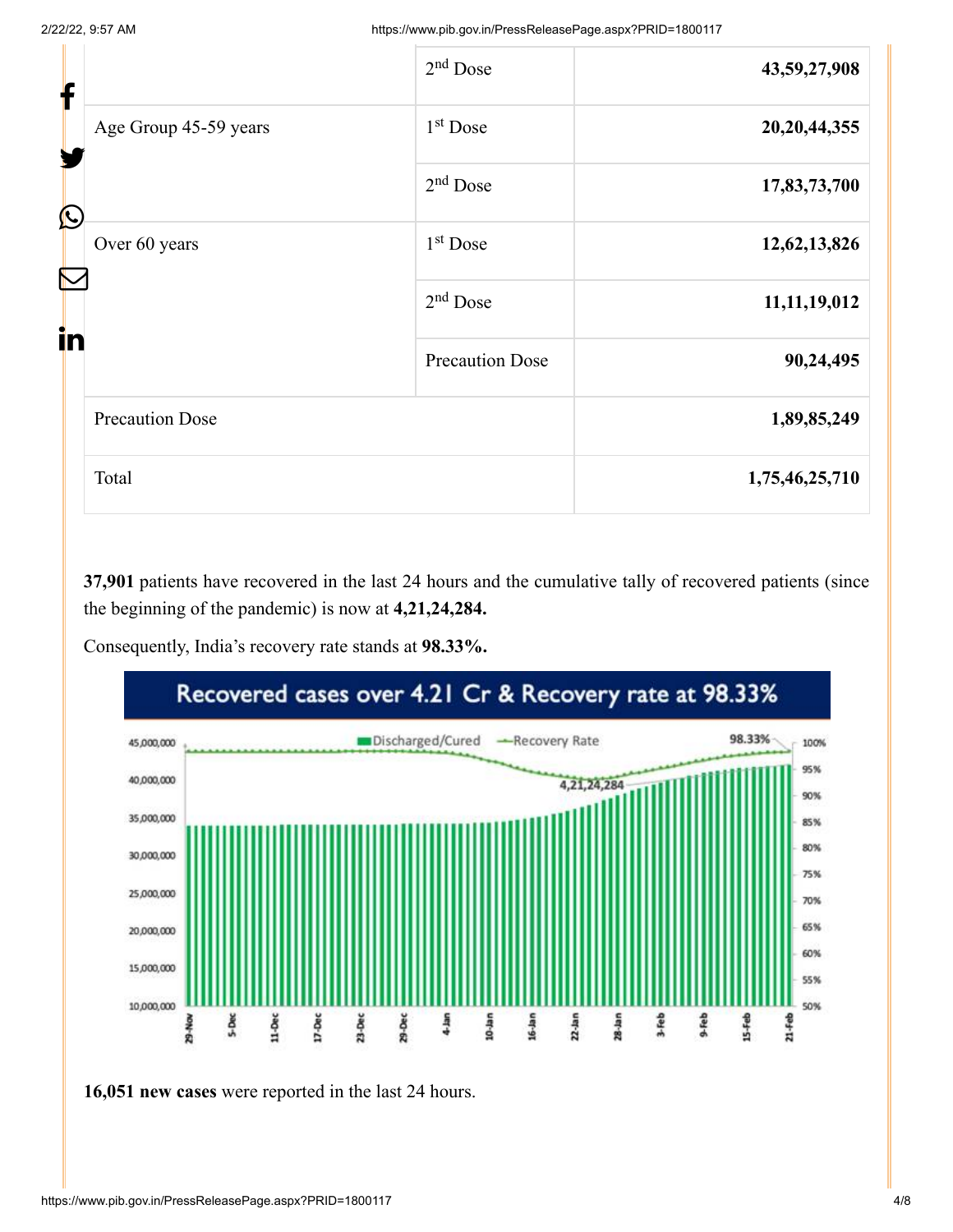| | | |
|---|---|---|
| | 2nd Dose | **43,59,27,908** |
| Age Group 45-59 years | 1st Dose | **20,20,44,355** |
| | 2nd Dose | **17,83,73,700** |
| Over 60 years | 1st Dose | **12,62,13,826** |
| | 2nd Dose | **11,11,19,012** |
| | Precaution Dose | **90,24,495** |
| Precaution Dose | | **1,89,85,249** |
| Total | | **1,75,46,25,710** |

**37,901** patients have recovered in the last 24 hours and the cumulative tally of recovered patients (since the beginning of the pandemic) is now at **4,21,24,284.**

Consequently, India's recovery rate stands at **98.33%.**

Recovered cases over 4.21 Cr & Recovery rate at 98.33%

Discharged/Cured — Recovery Rate

98.33%

4,21,24,284

45,000,000
40,000,000
35,000,000
30,000,000
25,000,000
20,000,000
15,000,000
10,000,000

100%
95%
90%
85%
80%
75%
70%
65%
60%
55%
50%

29-Nov 5-Dec 11-Dec 17-Dec 23-Dec 29-Dec 4-Jan 10-Jan 16-Jan 22-Jan 28-Jan 3-Feb 9-Feb 15-Feb 21-Feb

**16,051 new cases** were reported in the last 24 hours.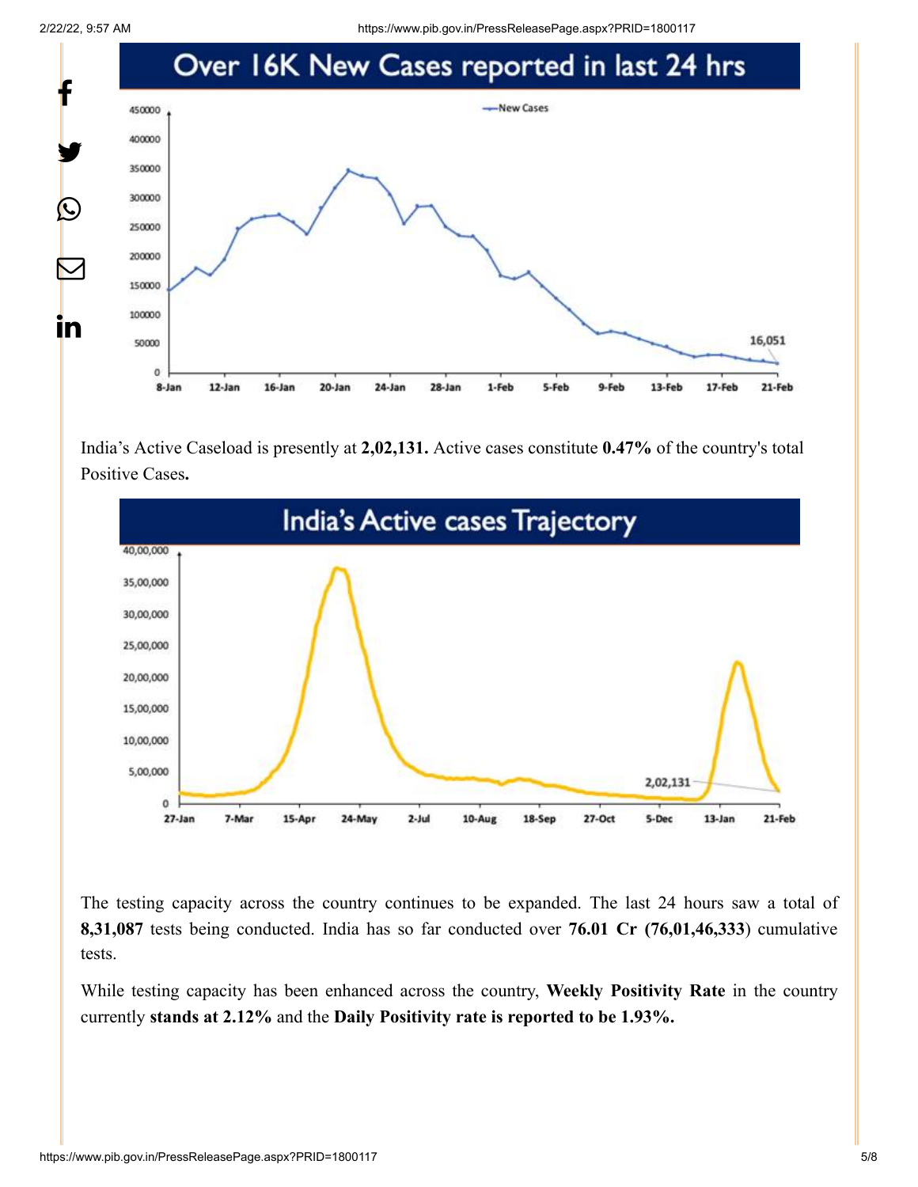## Over 16K New Cases reported in last 24 hrs

New Cases

450000
400000
350000
300000
250000
200000
150000
100000
50000
0

8-Jan 12-Jan 16-Jan 20-Jan 24-Jan 28-Jan 1-Feb 5-Feb 9-Feb 13-Feb 17-Feb 21-Feb

16,051

India's Active Caseload is presently at **2,02,131.** Active cases constitute **0.47%** of the country's total Positive Cases**.**

## India's Active cases Trajectory

40,00,000
35,00,000
30,00,000
25,00,000
20,00,000
15,00,000
10,00,000
5,00,000
0

27-Jan 7-Mar 15-Apr 24-May 2-Jul 10-Aug 18-Sep 27-Oct 5-Dec 13-Jan 21-Feb

2,02,131

The testing capacity across the country continues to be expanded. The last 24 hours saw a total of **8,31,087** tests being conducted. India has so far conducted over **76.01 Cr (76,01,46,333**) cumulative tests.

While testing capacity has been enhanced across the country, **Weekly Positivity Rate** in the country currently **stands at 2.12%** and the **Daily Positivity rate is reported to be 1.93%.**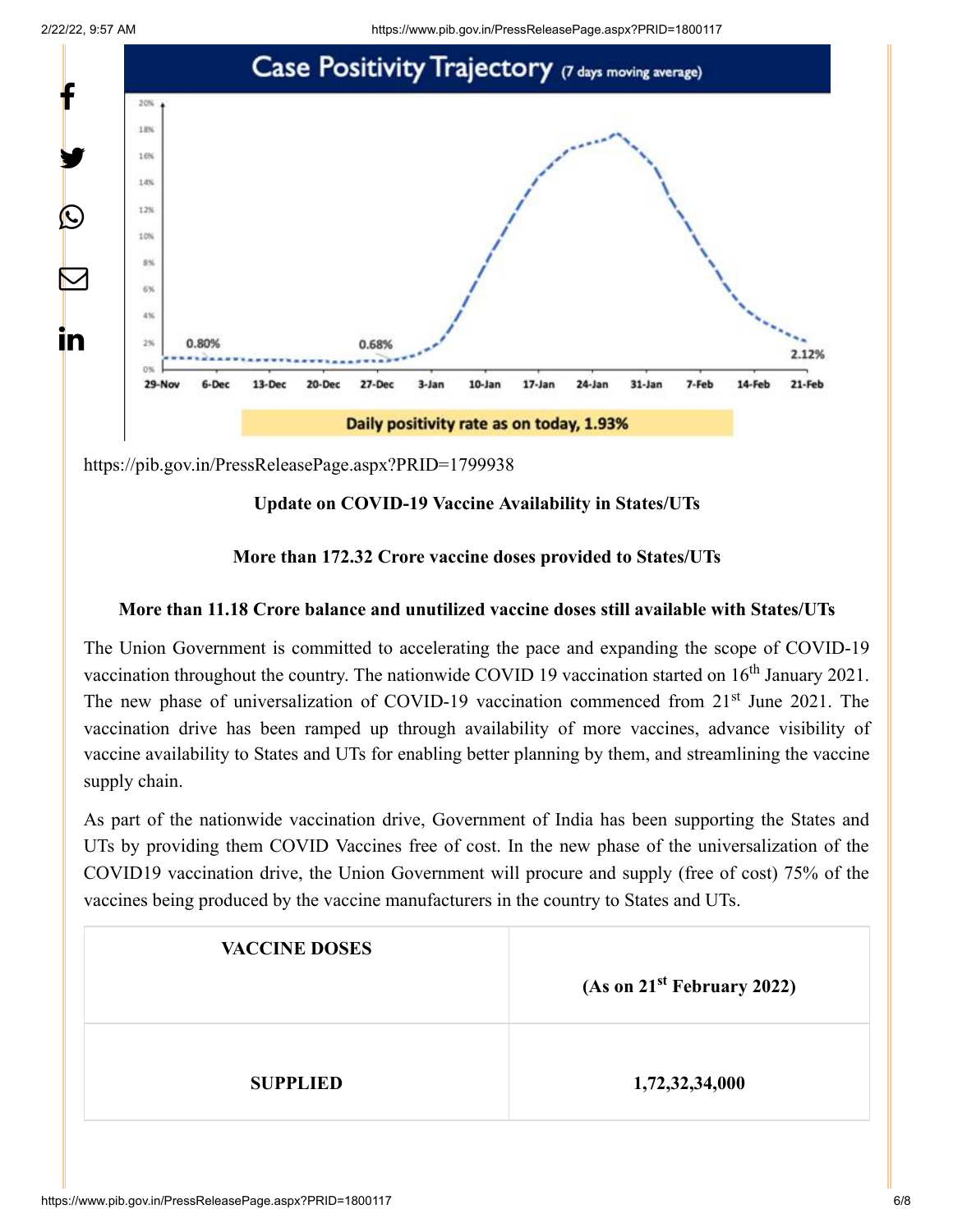Case Positivity Trajectory (7 days moving average)

20%
18%
16%
14%
12%
10%
8%
6%
4%
2%
0%

0.80%
0.68%
2.12%

29-Nov 6-Dec 13-Dec 20-Dec 27-Dec 3-Jan 10-Jan 17-Jan 24-Jan 31-Jan 7-Feb 14-Feb 21-Feb

Daily positivity rate as on today, 1.93%

https://pib.gov.in/PressReleasePage.aspx?PRID=1799938

**Update on COVID-19 Vaccine Availability in States/UTs**

**More than 172.32 Crore vaccine doses provided to States/UTs**

**More than 11.18 Crore balance and unutilized vaccine doses still available with States/UTs**

The Union Government is committed to accelerating the pace and expanding the scope of COVID-19 vaccination throughout the country. The nationwide COVID 19 vaccination started on 16th January 2021. The new phase of universalization of COVID-19 vaccination commenced from 21st June 2021. The vaccination drive has been ramped up through availability of more vaccines, advance visibility of vaccine availability to States and UTs for enabling better planning by them, and streamlining the vaccine supply chain.

As part of the nationwide vaccination drive, Government of India has been supporting the States and UTs by providing them COVID Vaccines free of cost. In the new phase of the universalization of the COVID19 vaccination drive, the Union Government will procure and supply (free of cost) 75% of the vaccines being produced by the vaccine manufacturers in the country to States and UTs.

| VACCINE DOSES | (As on 21st February 2022) |
|---|---|
| SUPPLIED | 1,72,32,34,000 |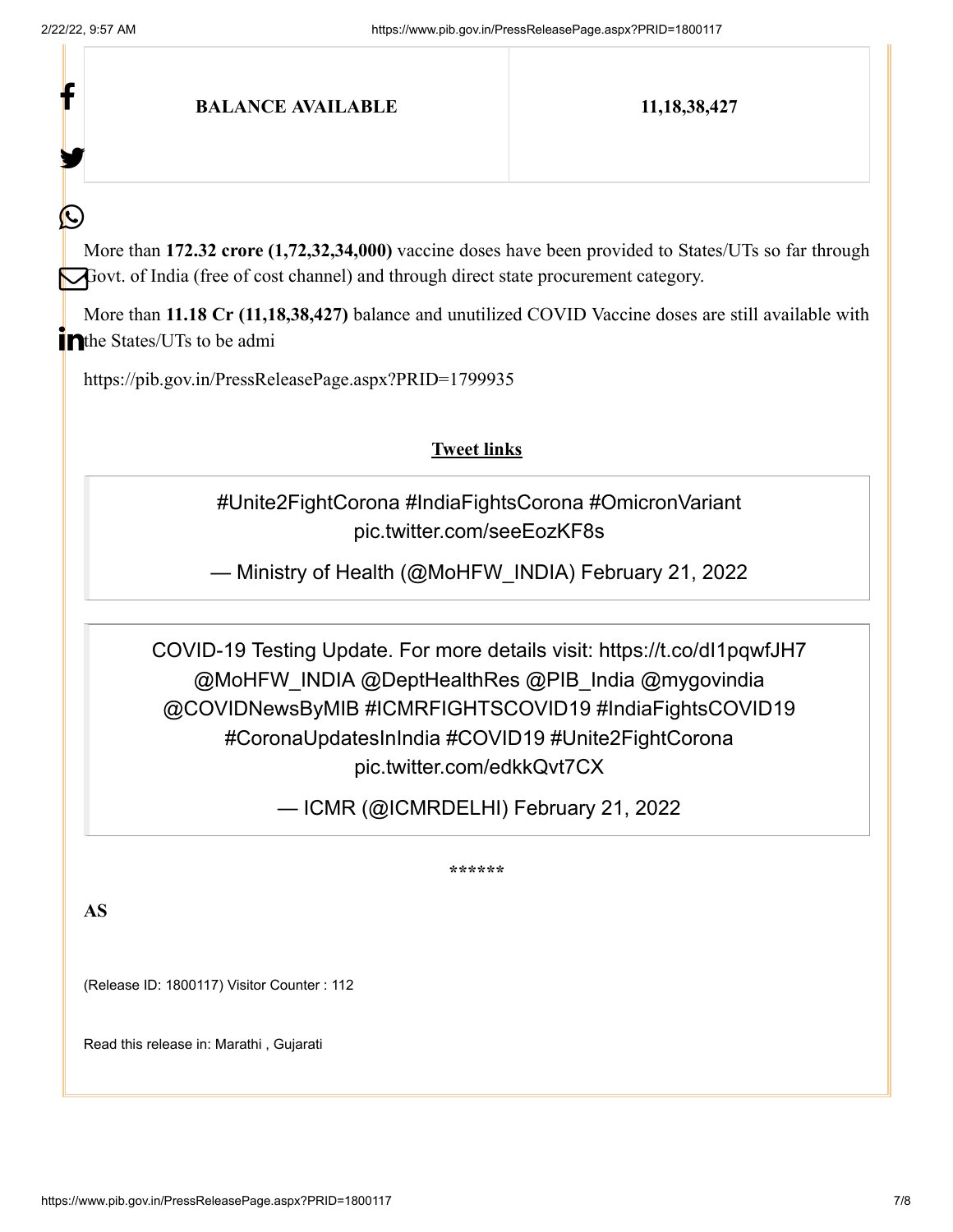| | |
|---|---|
| **BALANCE AVAILABLE** | **11,18,38,427** |

More than **172.32 crore (1,72,32,34,000)** vaccine doses have been provided to States/UTs so far through Govt. of India (free of cost channel) and through direct state procurement category.

More than **11.18 Cr (11,18,38,427)** balance and unutilized COVID Vaccine doses are still available with the States/UTs to be admi

https://pib.gov.in/PressReleasePage.aspx?PRID=1799935

**Tweet links**

> #Unite2FightCorona #IndiaFightsCorona #OmicronVariant pic.twitter.com/seeEozKF8s
>
> — Ministry of Health (@MoHFW_INDIA) February 21, 2022

> COVID-19 Testing Update. For more details visit: https://t.co/dI1pqwfJH7 @MoHFW_INDIA @DeptHealthRes @PIB_India @mygovindia @COVIDNewsByMIB #ICMRFIGHTSCOVID19 #IndiaFightsCOVID19 #CoronaUpdatesInIndia #COVID19 #Unite2FightCorona pic.twitter.com/edkkQvt7CX
>
> — ICMR (@ICMRDELHI) February 21, 2022

******

**AS**

(Release ID: 1800117) Visitor Counter : 112

Read this release in: Marathi , Gujarati